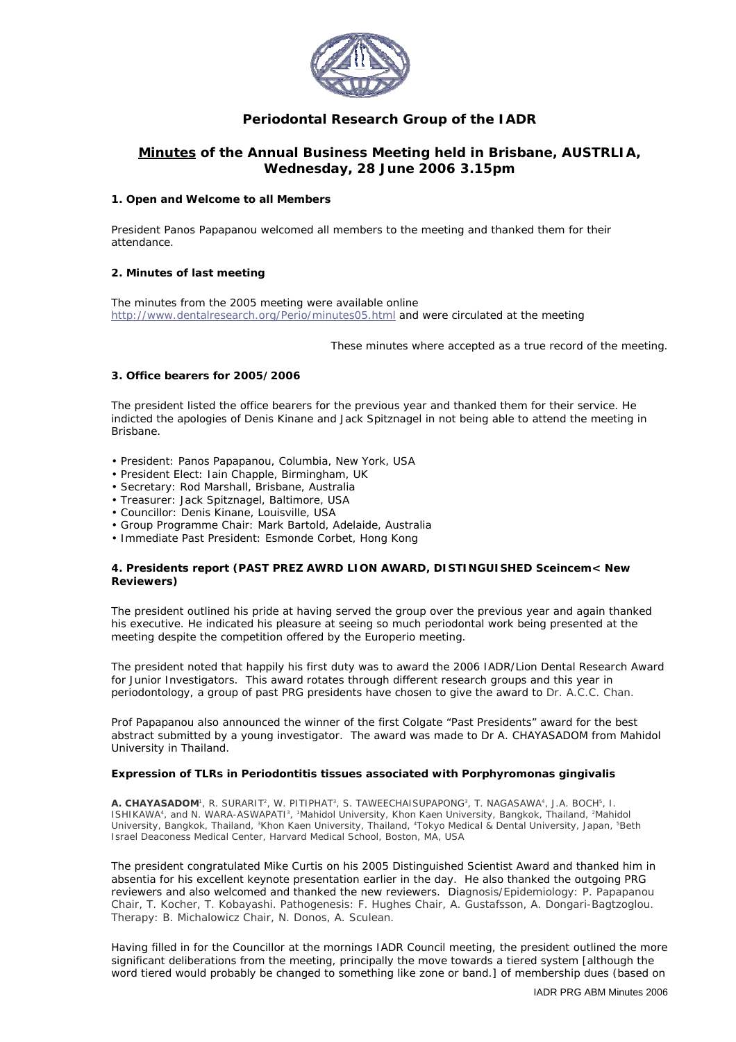# Periodontal Research Group of the IADR

## Minutes of the Annual Business Meeting held in Brisbane, AUSTRLIA, Wednesday, 28 June 2006 3.15pm

### 1. Open and Welcome to all Members

President Panos Papapanou welcomed all members to the meeting and thanked them for their attendance.

### 2. Minutes of last meeting

The minutes from the 2005 meeting were available online http://www.dentalresearch.org/Perio/minutes05.html and were circulated at the meeting

*These minutes where accepted as a true record of the meeting.*

### 3. Office bearers for 2005/2006

The president listed the office bearers for the previous year and thanked them for their service. He indicted the apologies of Denis Kinane and Jack Spitznagel in not being able to attend the meeting in Brisbane.

- President: Panos Papapanou, Columbia, New York, USA
- President Elect: Iain Chapple, Birmingham, UK
- Secretary: Rod Marshall, Brisbane, Australia
- Treasurer: Jack Spitznagel, Baltimore, USA
- Councillor: Denis Kinane, Louisville, USA
- Group Programme Chair: Mark Bartold, Adelaide, Australia
- Immediate Past President: Esmonde Corbet, Hong Kong

### 4. Presidents report (PAST PREZ AWRD LION AWARD, DISTINGUISHED Sceincem< New Reviewers)

The president outlined his pride at having served the group over the previous year and again thanked his executive. He indicated his pleasure at seeing so much periodontal work being presented at the meeting despite the competition offered by the Europerio meeting.

The president noted that happily his first duty was to award the 2006 IADR/Lion Dental Research Award for Junior Investigators. This award rotates through different research groups and this year in periodontology, a group of past PRG presidents have chosen to give the award to Dr. A.C.C. Chan.

Prof Papapanou also announced the winner of the first Colgate "Past Presidents" award for the best abstract submitted by a young investigator. The award was made to Dr A. CHAYASADOM from Mahidol University in Thailand.

**Expression of TLRs in Periodontitis tissues associated with Porphyromonas gingivalis**

**A. CHAYASADOM**[1], R. SURARIT[2], W. PITIPHAT[3], S. TAWEECHAISUPAPONG[3], T. NAGASAWA[4], J.A. BOCH[5], I. ISHIKAWA[4], and N. WARA-ASWAPATI[3], [1]Mahidol University, Khon Kaen University, Bangkok, Thailand, [2]Mahidol University, Bangkok, Thailand, [3]Khon Kaen University, Thailand, [4]Tokyo Medical & Dental University, Japan, [5]Beth Israel Deaconess Medical Center, Harvard Medical School, Boston, MA, USA

The president congratulated Mike Curtis on his 2005 Distinguished Scientist Award and thanked him in absentia for his excellent keynote presentation earlier in the day. He also thanked the outgoing PRG reviewers and also welcomed and thanked the new reviewers. Diagnosis/Epidemiology: P. Papapanou Chair, T. Kocher, T. Kobayashi. Pathogenesis: F. Hughes Chair, A. Gustafsson, A. Dongari-Bagtzoglou. Therapy: B. Michalowicz Chair, N. Donos, A. Sculean.

Having filled in for the Councillor at the mornings IADR Council meeting, the president outlined the more significant deliberations from the meeting, principally the move towards a tiered system [although the word tiered would probably be changed to something like zone or band.] of membership dues (based on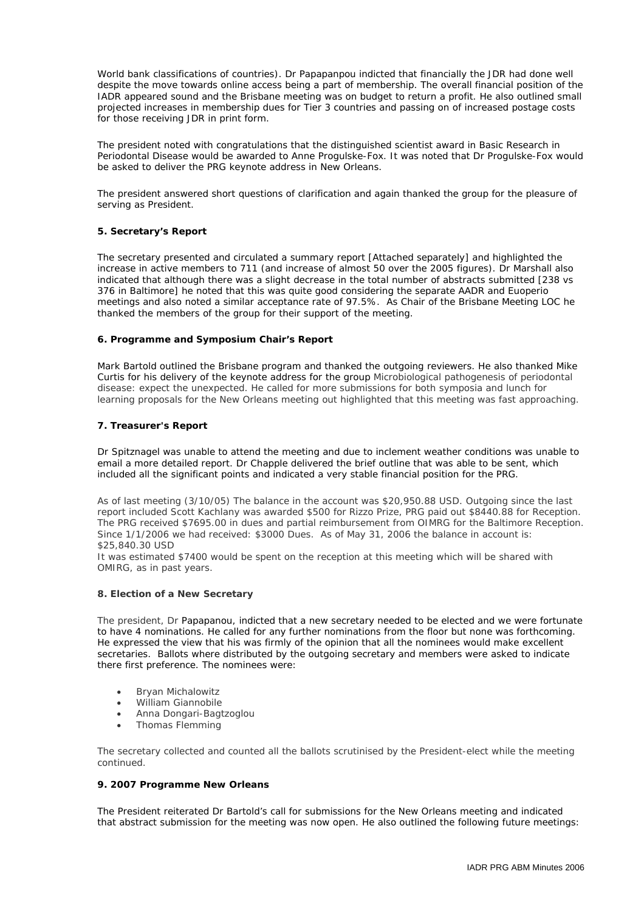World bank classifications of countries). Dr Papapanpou indicted that financially the JDR had done well despite the move towards online access being a part of membership. The overall financial position of the IADR appeared sound and the Brisbane meeting was on budget to return a profit. He also outlined small projected increases in membership dues for Tier 3 countries and passing on of increased postage costs for those receiving JDR in print form.

The president noted with congratulations that the distinguished scientist award in Basic Research in Periodontal Disease would be awarded to Anne Progulske-Fox. It was noted that Dr Progulske-Fox would be asked to deliver the PRG keynote address in New Orleans.

The president answered short questions of clarification and again thanked the group for the pleasure of serving as President.

**5. Secretary's Report**

The secretary presented and circulated a summary report [Attached separately] and highlighted the increase in active members to 711 (and increase of almost 50 over the 2005 figures). Dr Marshall also indicated that although there was a slight decrease in the total number of abstracts submitted [238 vs 376 in Baltimore] he noted that this was quite good considering the separate AADR and Euoperio meetings and also noted a similar acceptance rate of 97.5%. As Chair of the Brisbane Meeting LOC he thanked the members of the group for their support of the meeting.

**6. Programme and Symposium Chair's Report**

Mark Bartold outlined the Brisbane program and thanked the outgoing reviewers. He also thanked Mike Curtis for his delivery of the keynote address for the group Microbiological pathogenesis of periodontal disease: expect the unexpected. He called for more submissions for both symposia and lunch for learning proposals for the New Orleans meeting out highlighted that this meeting was fast approaching.

**7. Treasurer's Report**

Dr Spitznagel was unable to attend the meeting and due to inclement weather conditions was unable to email a more detailed report. Dr Chapple delivered the brief outline that was able to be sent, which included all the significant points and indicated a very stable financial position for the PRG.

As of last meeting (3/10/05) The balance in the account was $20,950.88 USD. Outgoing since the last report included Scott Kachlany was awarded $500 for Rizzo Prize, PRG paid out $8440.88 for Reception. The PRG received $7695.00 in dues and partial reimbursement from OIMRG for the Baltimore Reception. Since 1/1/2006 we had received: $3000 Dues. As of May 31, 2006 the balance in account is: $25,840.30 USD
It was estimated $7400 would be spent on the reception at this meeting which will be shared with OMIRG, as in past years.

**8. Election of a New Secretary**

The president, Dr Papapanou, indicted that a new secretary needed to be elected and we were fortunate to have 4 nominations. He called for any further nominations from the floor but none was forthcoming. He expressed the view that his was firmly of the opinion that all the nominees would make excellent secretaries. Ballots where distributed by the outgoing secretary and members were asked to indicate there first preference. The nominees were:

- Bryan Michalowitz
- William Giannobile
- Anna Dongari-Bagtzoglou
- Thomas Flemming

The secretary collected and counted all the ballots scrutinised by the President-elect while the meeting continued.

**9. 2007 Programme New Orleans**

The President reiterated Dr Bartold's call for submissions for the New Orleans meeting and indicated that abstract submission for the meeting was now open. He also outlined the following future meetings: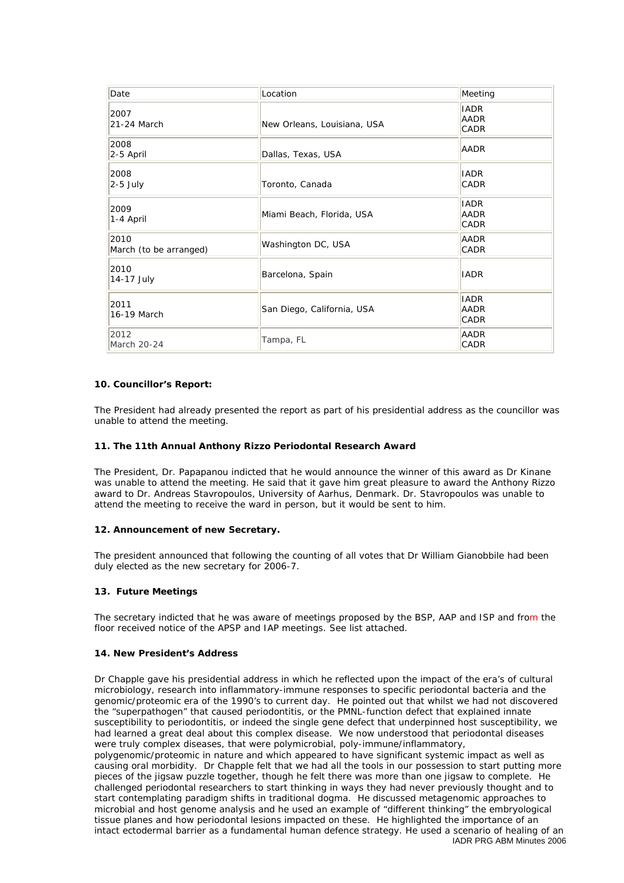| Date | Location | Meeting |
|---|---|---|
| 2007<br>21-24 March | New Orleans, Louisiana, USA | IADR<br>AADR<br>CADR |
| 2008<br>2-5 April | Dallas, Texas, USA | AADR |
| 2008<br>2-5 July | Toronto, Canada | IADR<br>CADR |
| 2009<br>1-4 April | Miami Beach, Florida, USA | IADR<br>AADR<br>CADR |
| 2010<br>March (to be arranged) | Washington DC, USA | AADR<br>CADR |
| 2010<br>14-17 July | Barcelona, Spain | IADR |
| 2011<br>16-19 March | San Diego, California, USA | IADR<br>AADR<br>CADR |
| 2012<br>March 20-24 | Tampa, FL | AADR<br>CADR |

**10. Councillor's Report:**

The President had already presented the report as part of his presidential address as the councillor was unable to attend the meeting.

**11. The 11th Annual Anthony Rizzo Periodontal Research Award**

The President, Dr. Papapanou indicted that he would announce the winner of this award as Dr Kinane was unable to attend the meeting. He said that it gave him great pleasure to award the Anthony Rizzo award to Dr. Andreas Stavropoulos, University of Aarhus, Denmark. Dr. Stavropoulos was unable to attend the meeting to receive the ward in person, but it would be sent to him.

**12. Announcement of new Secretary.**

The president announced that following the counting of all votes that Dr William Gianobbile had been duly elected as the new secretary for 2006-7.

**13. Future Meetings**

The secretary indicted that he was aware of meetings proposed by the BSP, AAP and ISP and from the floor received notice of the APSP and IAP meetings. See list attached.

**14. New President's Address**

Dr Chapple gave his presidential address in which he reflected upon the impact of the era's of cultural microbiology, research into inflammatory-immune responses to specific periodontal bacteria and the genomic/proteomic era of the 1990's to current day. He pointed out that whilst we had not discovered the "superpathogen" that caused periodontitis, or the PMNL-function defect that explained innate susceptibility to periodontitis, or indeed the single gene defect that underpinned host susceptibility, we had learned a great deal about this complex disease. We now understood that periodontal diseases were truly complex diseases, that were polymicrobial, poly-immune/inflammatory, polygenomic/proteomic in nature and which appeared to have significant systemic impact as well as causing oral morbidity. Dr Chapple felt that we had all the tools in our possession to start putting more pieces of the jigsaw puzzle together, though he felt there was more than one jigsaw to complete. He challenged periodontal researchers to start thinking in ways they had never previously thought and to start contemplating paradigm shifts in traditional dogma. He discussed metagenomic approaches to microbial and host genome analysis and he used an example of "different thinking" the embryological tissue planes and how periodontal lesions impacted on these. He highlighted the importance of an intact ectodermal barrier as a fundamental human defence strategy. He used a scenario of healing of an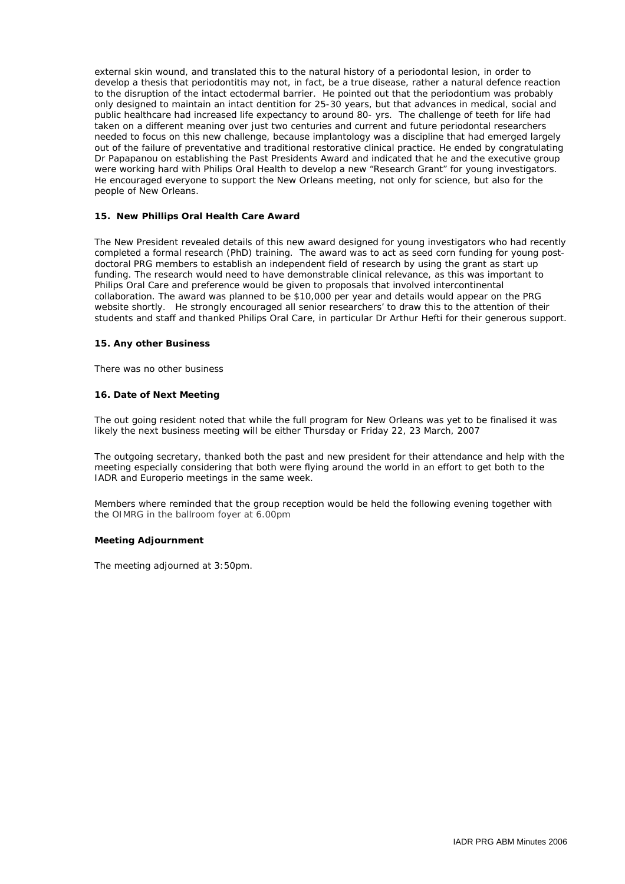external skin wound, and translated this to the natural history of a periodontal lesion, in order to develop a thesis that periodontitis may not, in fact, be a true disease, rather a natural defence reaction to the disruption of the intact ectodermal barrier. He pointed out that the periodontium was probably only designed to maintain an intact dentition for 25-30 years, but that advances in medical, social and public healthcare had increased life expectancy to around 80- yrs. The challenge of teeth for life had taken on a different meaning over just two centuries and current and future periodontal researchers needed to focus on this new challenge, because implantology was a discipline that had emerged largely out of the failure of preventative and traditional restorative clinical practice. He ended by congratulating Dr Papapanou on establishing the Past Presidents Award and indicated that he and the executive group were working hard with Philips Oral Health to develop a new "Research Grant" for young investigators. He encouraged everyone to support the New Orleans meeting, not only for science, but also for the people of New Orleans.

**15. New Phillips Oral Health Care Award**

The New President revealed details of this new award designed for young investigators who had recently completed a formal research (PhD) training. The award was to act as seed corn funding for young post-doctoral PRG members to establish an independent field of research by using the grant as start up funding. The research would need to have demonstrable clinical relevance, as this was important to Philips Oral Care and preference would be given to proposals that involved intercontinental collaboration. The award was planned to be $10,000 per year and details would appear on the PRG website shortly. He strongly encouraged all senior researchers' to draw this to the attention of their students and staff and thanked Philips Oral Care, in particular Dr Arthur Hefti for their generous support.

**15. Any other Business**

There was no other business

**16. Date of Next Meeting**

The out going resident noted that while the full program for New Orleans was yet to be finalised it was likely the next business meeting will be either Thursday or Friday 22, 23 March, 2007

The outgoing secretary, thanked both the past and new president for their attendance and help with the meeting especially considering that both were flying around the world in an effort to get both to the IADR and Europerio meetings in the same week.

Members where reminded that the group reception would be held the following evening together with the OIMRG in the ballroom foyer at 6.00pm

**Meeting Adjournment**

The meeting adjourned at 3:50pm.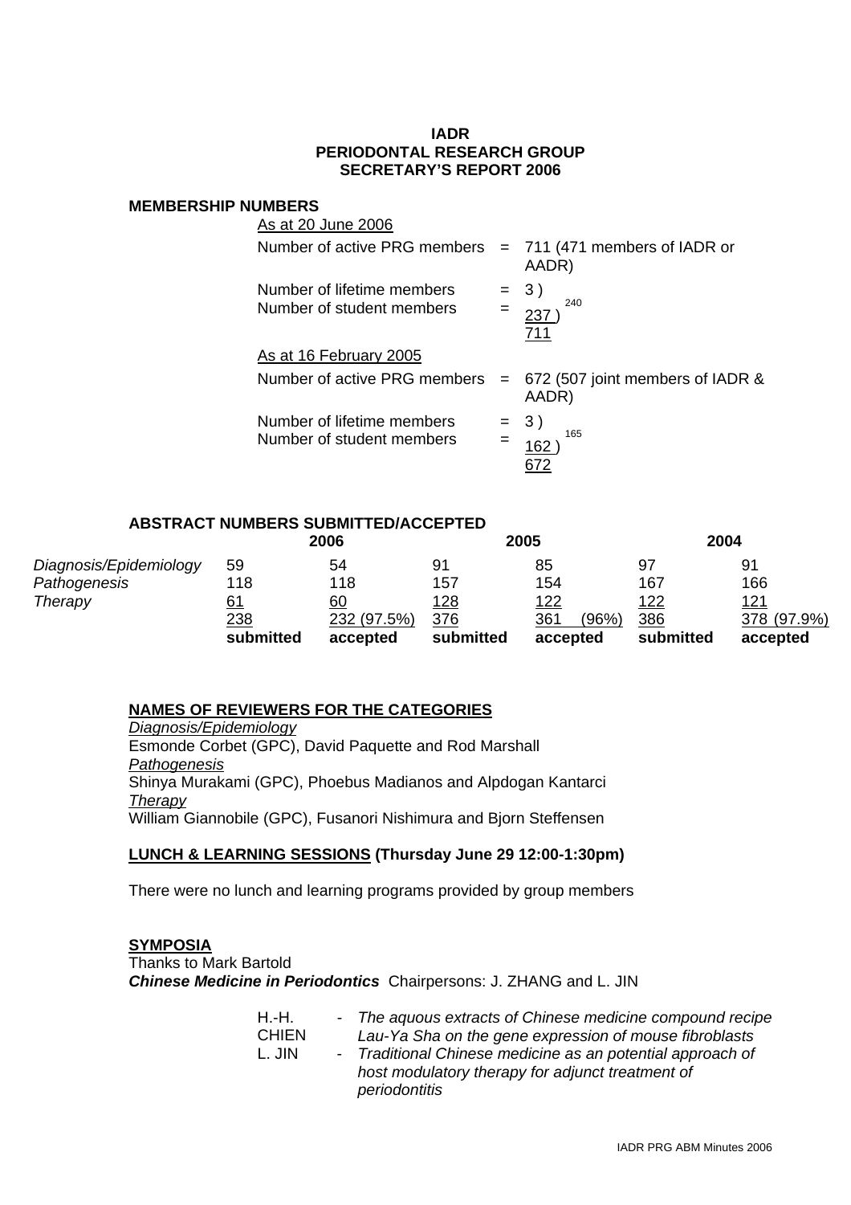**IADR**
**PERIODONTAL RESEARCH GROUP**
**SECRETARY'S REPORT 2006**

## MEMBERSHIP NUMBERS

As at 20 June 2006

| | | |
|---|---|---|
| Number of active PRG members | = | 711 (471 members of IADR or AADR) |
| Number of lifetime members | = | 3 ) 240 |
| Number of student members | = | 237 ) |
| | | 711 |

As at 16 February 2005

| | | |
|---|---|---|
| Number of active PRG members | = | 672 (507 joint members of IADR & AADR) |
| Number of lifetime members | = | 3 ) 165 |
| Number of student members | = | 162 ) |
| | | 672 |

## ABSTRACT NUMBERS SUBMITTED/ACCEPTED

| | 2006 | | 2005 | | 2004 | |
|---|---|---|---|---|---|---|
| *Diagnosis/Epidemiology* | 59 | 54 | 91 | 85 | 97 | 91 |
| *Pathogenesis* | 118 | 118 | 157 | 154 | 167 | 166 |
| *Therapy* | 61 | 60 | 128 | 122 | 122 | 121 |
| | 238 | 232 (97.5%) | 376 | 361 (96%) | 386 | 378 (97.9%) |
| | **submitted** | **accepted** | **submitted** | **accepted** | **submitted** | **accepted** |

## NAMES OF REVIEWERS FOR THE CATEGORIES

*Diagnosis/Epidemiology*
Esmonde Corbet (GPC), David Paquette and Rod Marshall
*Pathogenesis*
Shinya Murakami (GPC), Phoebus Madianos and Alpdogan Kantarci
*Therapy*
William Giannobile (GPC), Fusanori Nishimura and Bjorn Steffensen

## LUNCH & LEARNING SESSIONS (Thursday June 29 12:00-1:30pm)

There were no lunch and learning programs provided by group members

## SYMPOSIA

Thanks to Mark Bartold
***Chinese Medicine in Periodontics*** Chairpersons: J. ZHANG and L. JIN

- H.-H. CHIEN - *The aquous extracts of Chinese medicine compound recipe Lau-Ya Sha on the gene expression of mouse fibroblasts*
- L. JIN - *Traditional Chinese medicine as an potential approach of host modulatory therapy for adjunct treatment of periodontitis*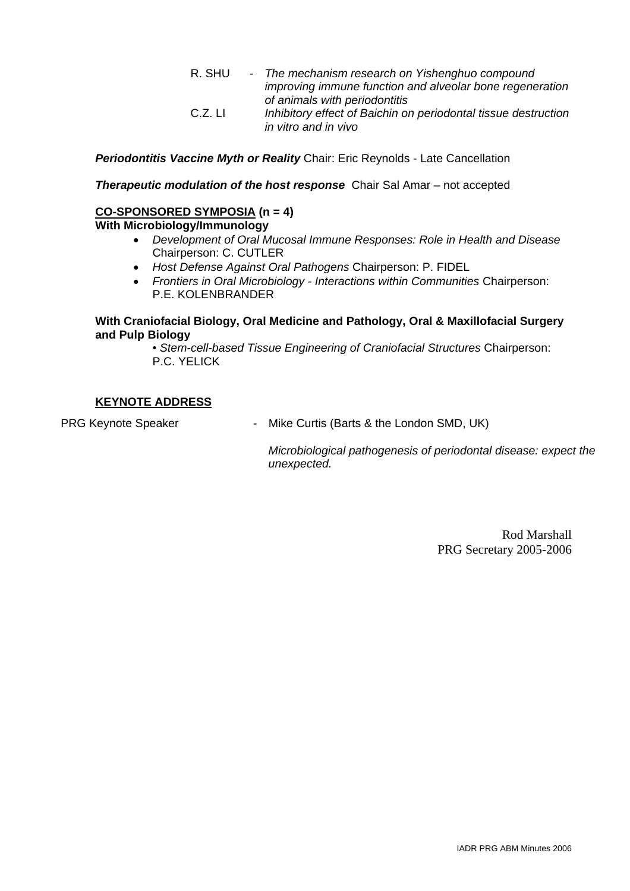R. SHU - *The mechanism research on Yishenghuo compound improving immune function and alveolar bone regeneration of animals with periodontitis*

C.Z. LI *Inhibitory effect of Baichin on periodontal tissue destruction in vitro and in vivo*

***Periodontitis Vaccine Myth or Reality*** Chair: Eric Reynolds - Late Cancellation

***Therapeutic modulation of the host response*** Chair Sal Amar – not accepted

**CO-SPONSORED SYMPOSIA (n = 4)**

**With Microbiology/Immunology**

- *Development of Oral Mucosal Immune Responses: Role in Health and Disease* Chairperson: C. CUTLER
- *Host Defense Against Oral Pathogens* Chairperson: P. FIDEL
- *Frontiers in Oral Microbiology - Interactions within Communities* Chairperson: P.E. KOLENBRANDER

**With Craniofacial Biology, Oral Medicine and Pathology, Oral & Maxillofacial Surgery and Pulp Biology**

- *Stem-cell-based Tissue Engineering of Craniofacial Structures* Chairperson: P.C. YELICK

**KEYNOTE ADDRESS**

PRG Keynote Speaker - Mike Curtis (Barts & the London SMD, UK)

*Microbiological pathogenesis of periodontal disease: expect the unexpected.*

Rod Marshall
PRG Secretary 2005-2006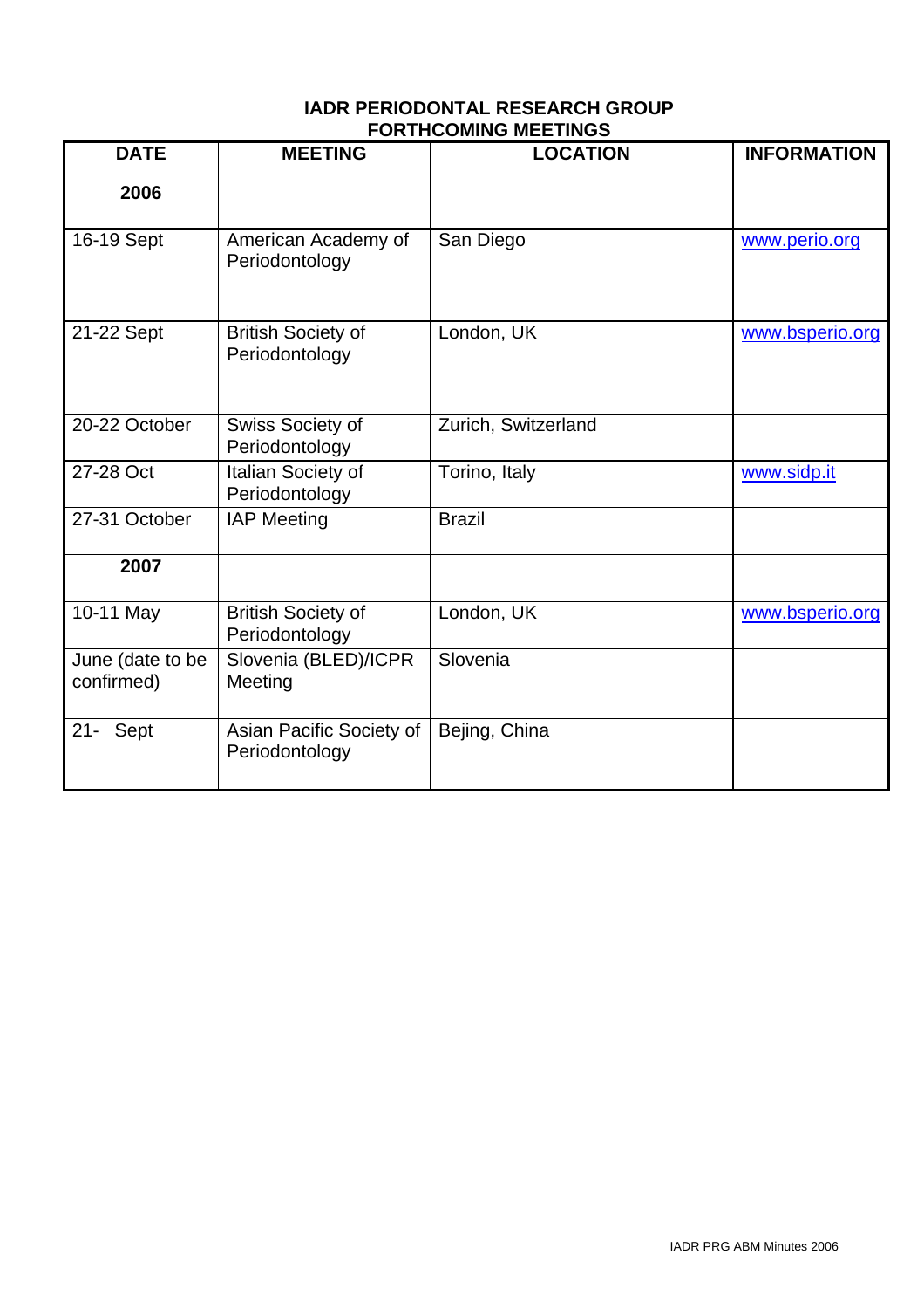## IADR PERIODONTAL RESEARCH GROUP FORTHCOMING MEETINGS

| DATE | MEETING | LOCATION | INFORMATION |
|---|---|---|---|
| **2006** | | | |
| 16-19 Sept | American Academy of Periodontology | San Diego | www.perio.org |
| 21-22 Sept | British Society of Periodontology | London, UK | www.bsperio.org |
| 20-22 October | Swiss Society of Periodontology | Zurich, Switzerland | |
| 27-28 Oct | Italian Society of Periodontology | Torino, Italy | www.sidp.it |
| 27-31 October | IAP Meeting | Brazil | |
| **2007** | | | |
| 10-11 May | British Society of Periodontology | London, UK | www.bsperio.org |
| June (date to be confirmed) | Slovenia (BLED)/ICPR Meeting | Slovenia | |
| 21- Sept | Asian Pacific Society of Periodontology | Bejing, China | |